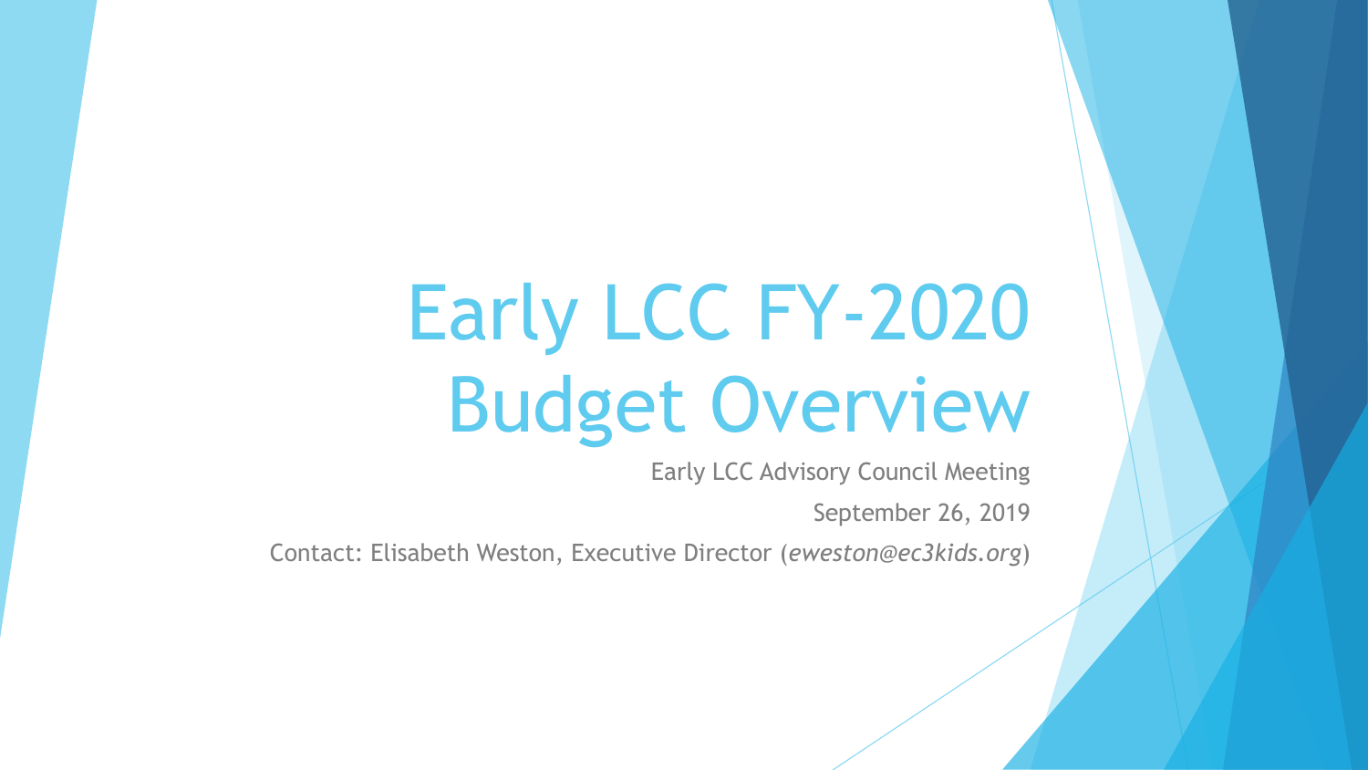# Early LCC FY-2020 Budget Overview

Early LCC Advisory Council Meeting

September 26, 2019

Contact: Elisabeth Weston, Executive Director (*eweston@ec3kids.org*)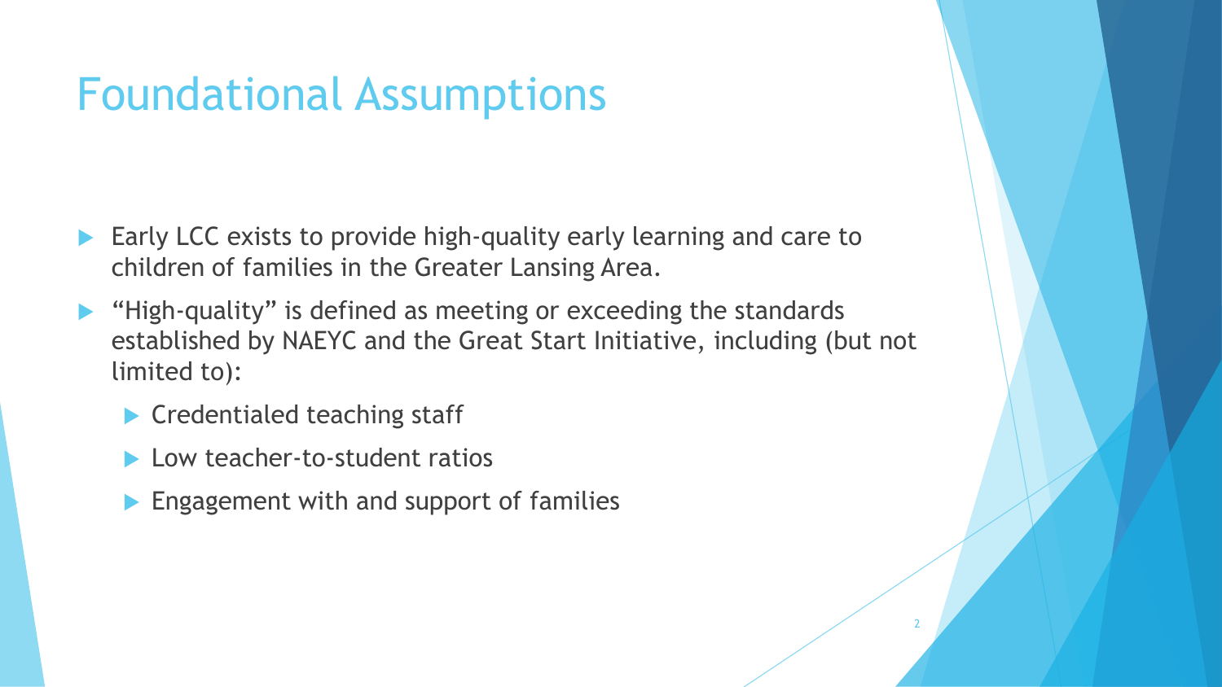# Foundational Assumptions

- Early LCC exists to provide high-quality early learning and care to children of families in the Greater Lansing Area.
- "High-quality" is defined as meeting or exceeding the standards established by NAEYC and the Great Start Initiative, including (but not limited to):
  - Credentialed teaching staff
  - Low teacher-to-student ratios
  - Engagement with and support of families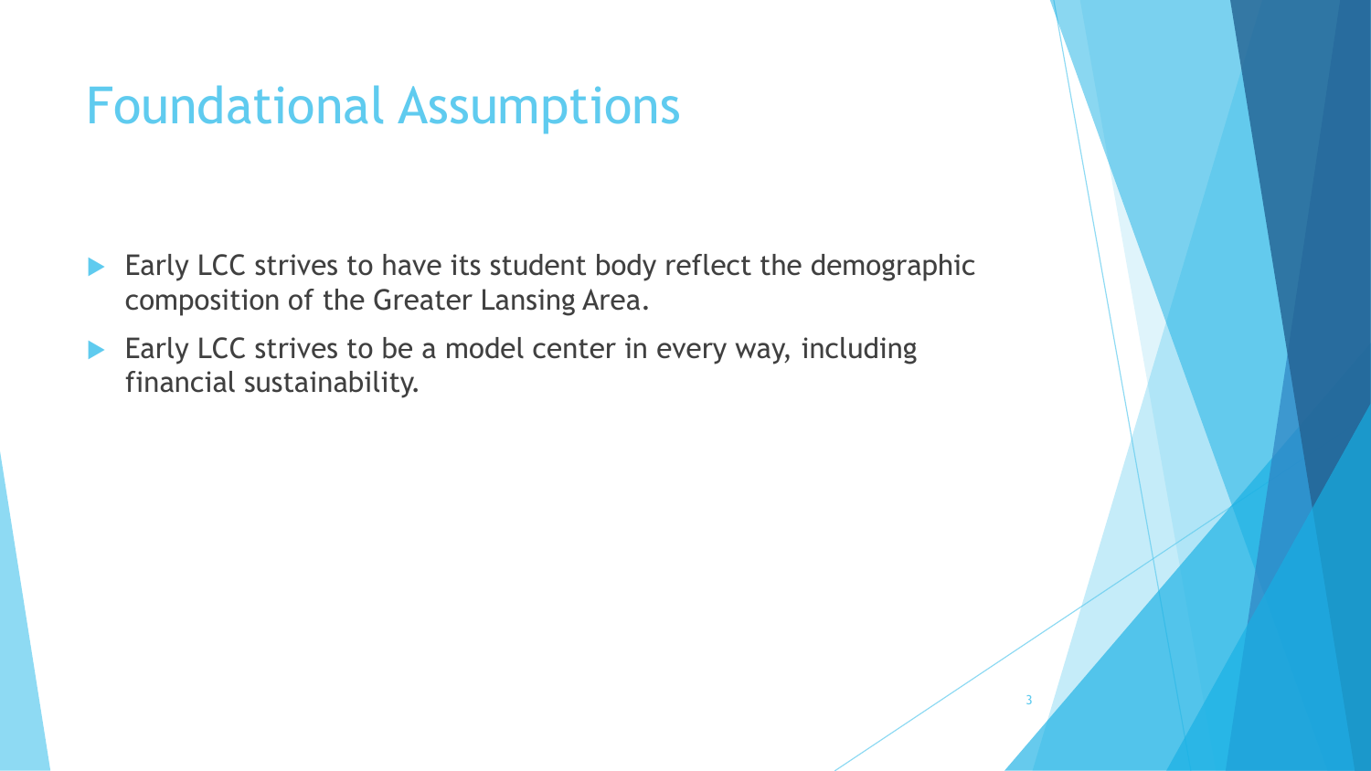# Foundational Assumptions

- Early LCC strives to have its student body reflect the demographic composition of the Greater Lansing Area.
- Early LCC strives to be a model center in every way, including financial sustainability.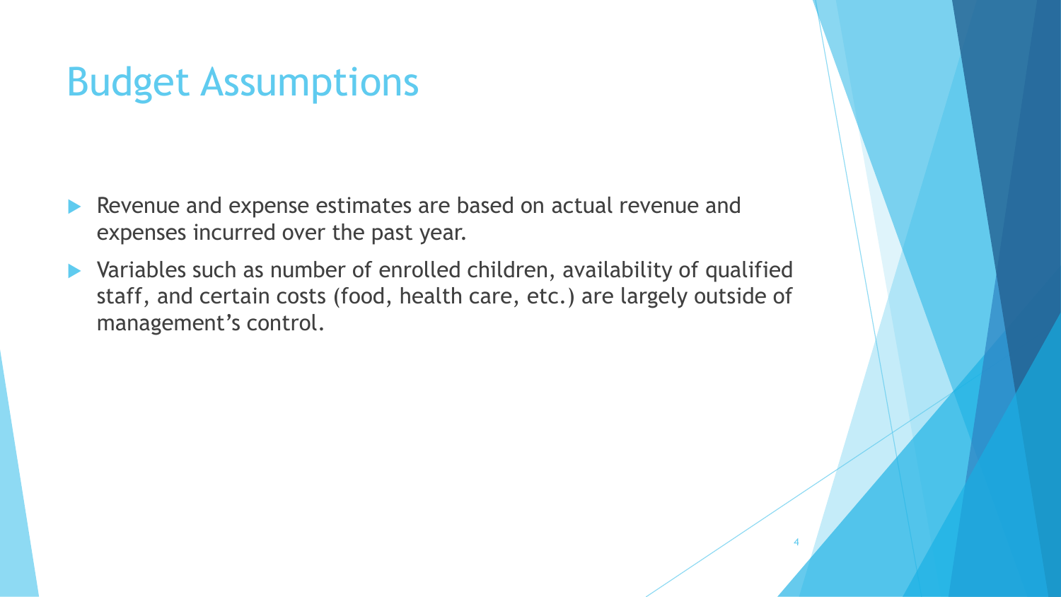# Budget Assumptions

- Revenue and expense estimates are based on actual revenue and expenses incurred over the past year.
- Variables such as number of enrolled children, availability of qualified staff, and certain costs (food, health care, etc.) are largely outside of management's control.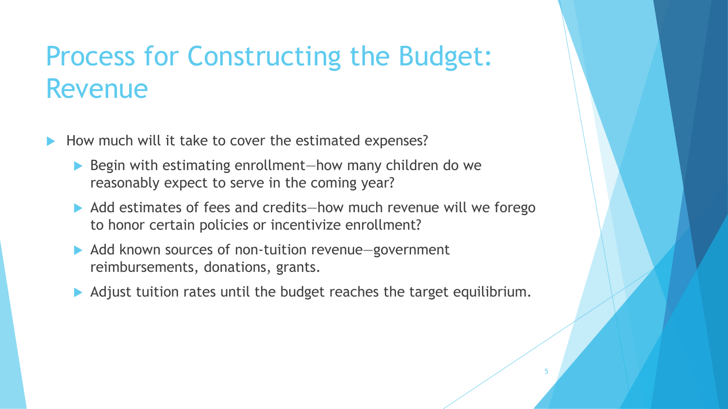# Process for Constructing the Budget: Revenue

- How much will it take to cover the estimated expenses?
  - Begin with estimating enrollment—how many children do we reasonably expect to serve in the coming year?
  - Add estimates of fees and credits—how much revenue will we forego to honor certain policies or incentivize enrollment?
  - Add known sources of non-tuition revenue—government reimbursements, donations, grants.
  - Adjust tuition rates until the budget reaches the target equilibrium.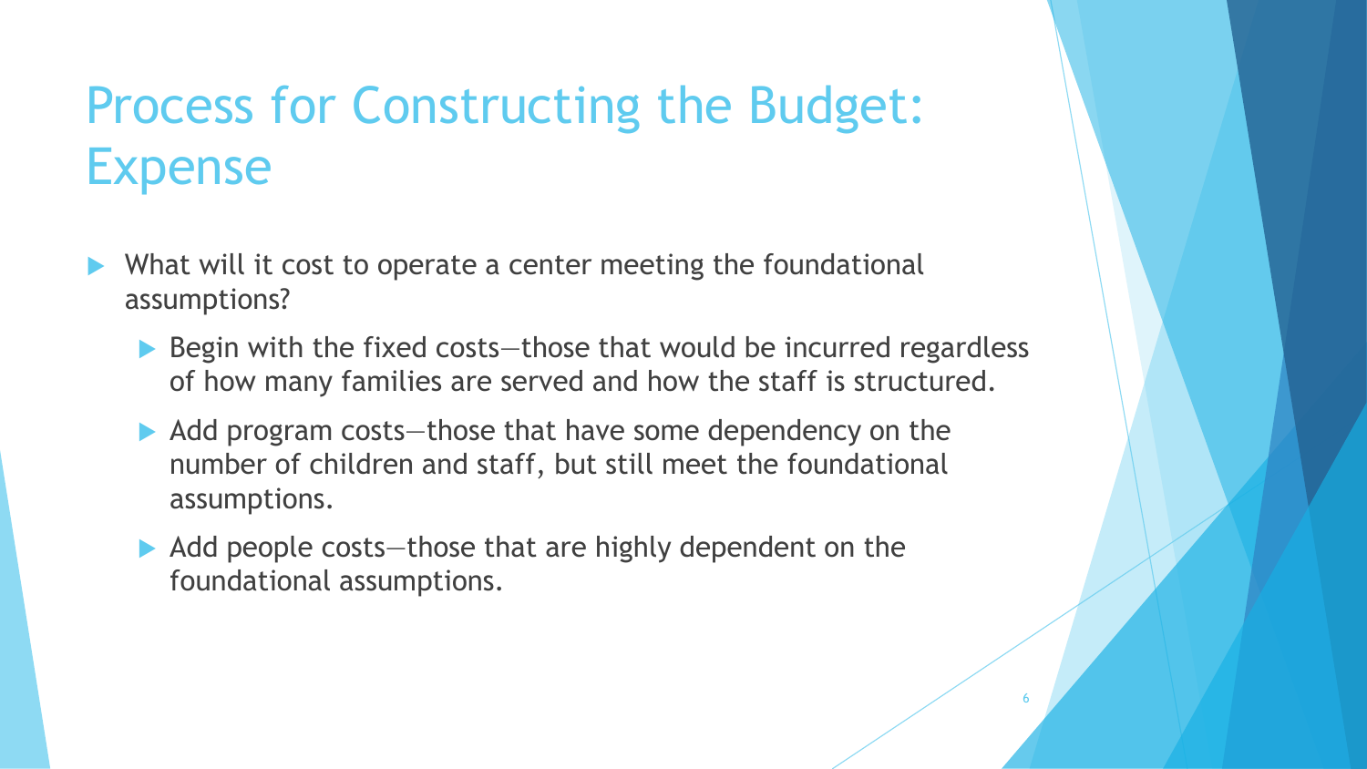# Process for Constructing the Budget: Expense

- What will it cost to operate a center meeting the foundational assumptions?
  - Begin with the fixed costs—those that would be incurred regardless of how many families are served and how the staff is structured.
  - Add program costs—those that have some dependency on the number of children and staff, but still meet the foundational assumptions.
  - Add people costs—those that are highly dependent on the foundational assumptions.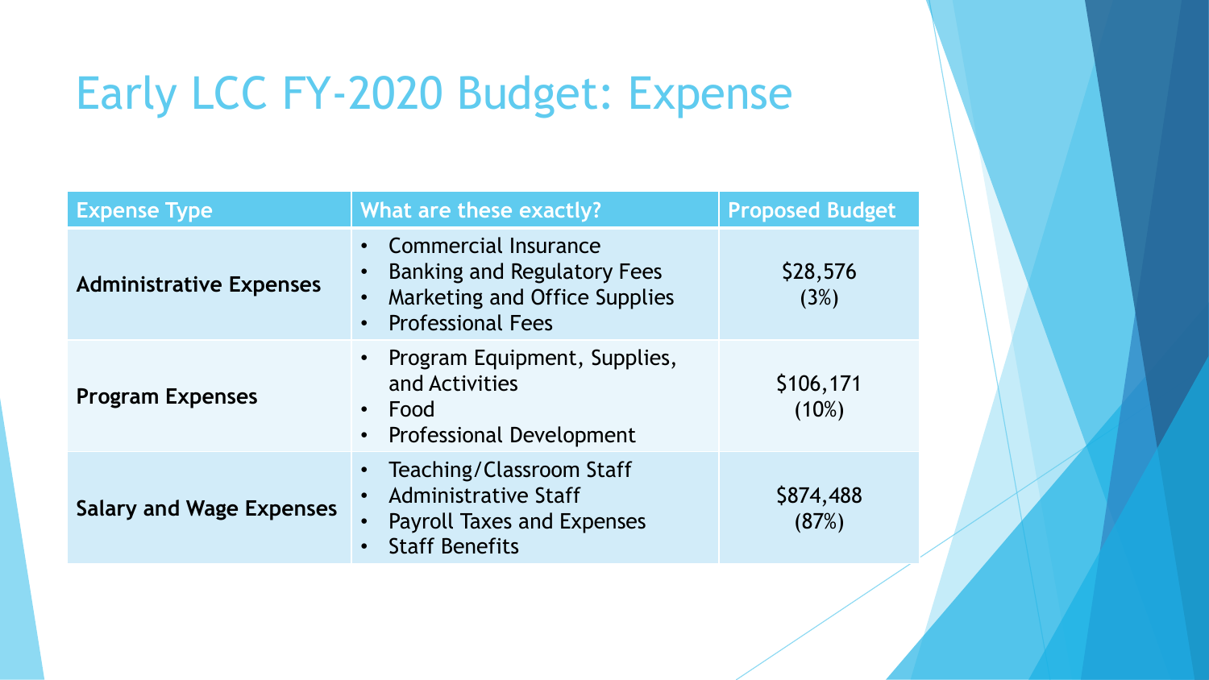# Early LCC FY-2020 Budget: Expense

| Expense Type | What are these exactly? | Proposed Budget |
|---|---|---|
| **Administrative Expenses** | • Commercial Insurance<br>• Banking and Regulatory Fees<br>• Marketing and Office Supplies<br>• Professional Fees | $28,576 (3%) |
| **Program Expenses** | • Program Equipment, Supplies, and Activities<br>• Food<br>• Professional Development | $106,171 (10%) |
| **Salary and Wage Expenses** | • Teaching/Classroom Staff<br>• Administrative Staff<br>• Payroll Taxes and Expenses<br>• Staff Benefits | $874,488 (87%) |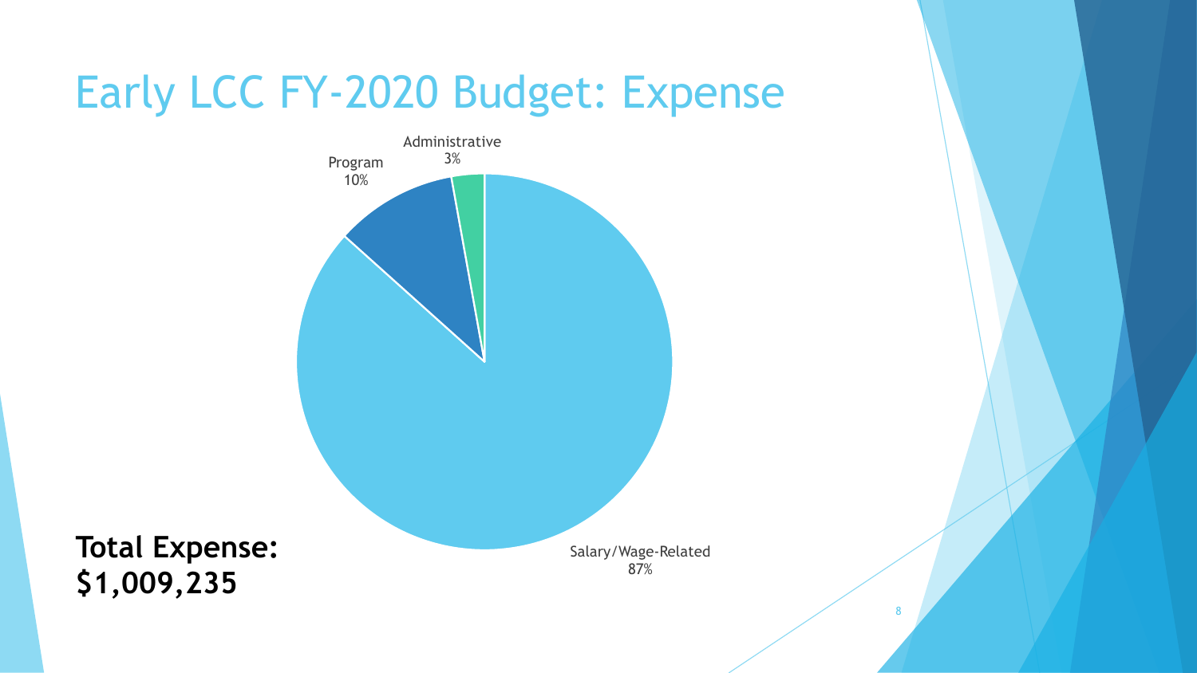# Early LCC FY-2020 Budget: Expense

Administrative 3%

Program 10%

Salary/Wage-Related 87%

**Total Expense: $1,009,235**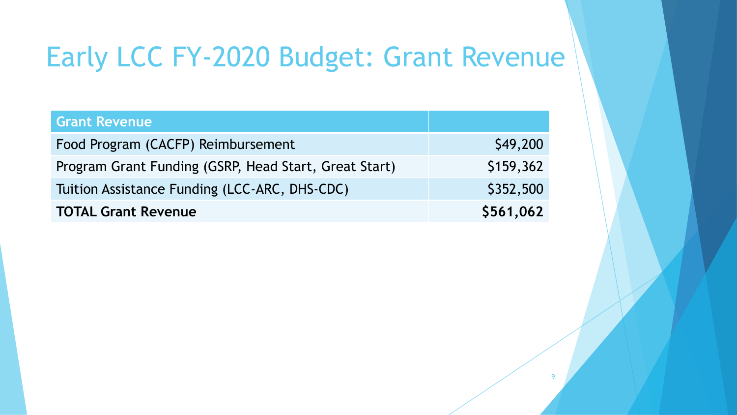# Early LCC FY-2020 Budget: Grant Revenue

| Grant Revenue | |
|---|---|
| Food Program (CACFP) Reimbursement | $49,200 |
| Program Grant Funding (GSRP, Head Start, Great Start) | $159,362 |
| Tuition Assistance Funding (LCC-ARC, DHS-CDC) | $352,500 |
| **TOTAL Grant Revenue** | **$561,062** |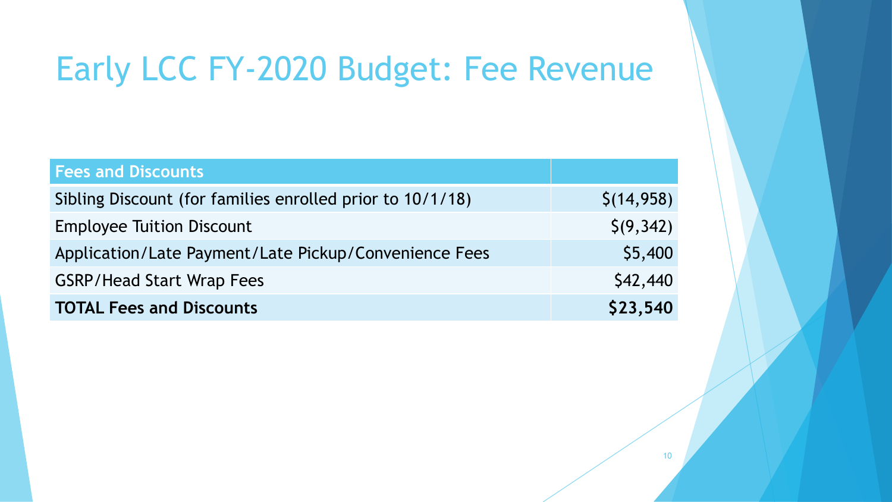# Early LCC FY-2020 Budget: Fee Revenue

| Fees and Discounts | |
|---|---|
| Sibling Discount (for families enrolled prior to 10/1/18) | $(14,958) |
| Employee Tuition Discount | $(9,342) |
| Application/Late Payment/Late Pickup/Convenience Fees | $5,400 |
| GSRP/Head Start Wrap Fees | $42,440 |
| **TOTAL Fees and Discounts** | **$23,540** |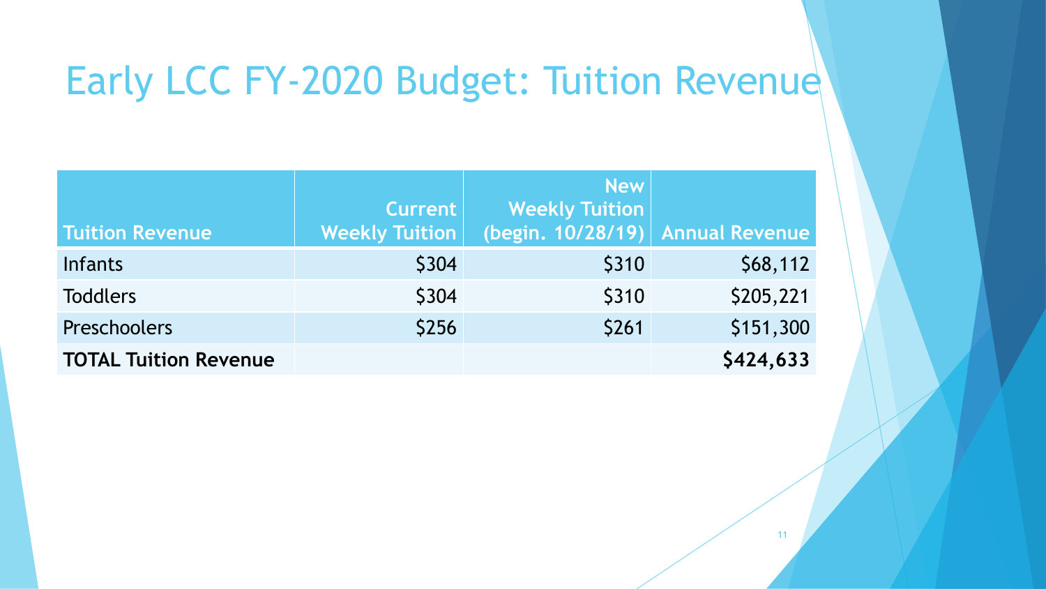# Early LCC FY-2020 Budget: Tuition Revenue

| Tuition Revenue | Current Weekly Tuition | New Weekly Tuition (begin. 10/28/19) | Annual Revenue |
|---|---|---|---|
| Infants | $304 | $310 | $68,112 |
| Toddlers | $304 | $310 | $205,221 |
| Preschoolers | $256 | $261 | $151,300 |
| **TOTAL Tuition Revenue** | | | **$424,633** |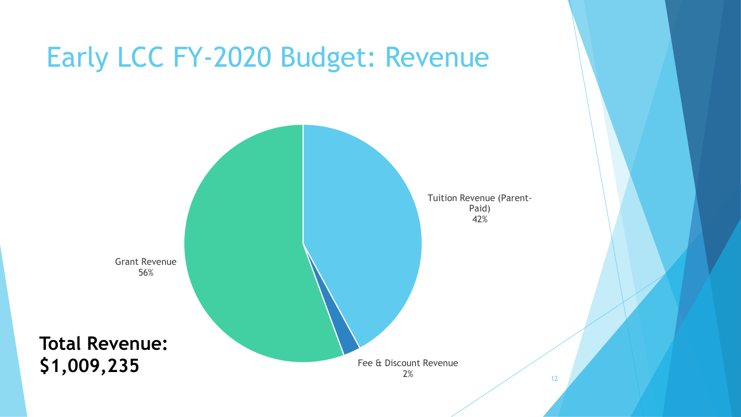# Early LCC FY-2020 Budget: Revenue

Tuition Revenue (Parent-Paid)
42%

Fee & Discount Revenue
2%

Grant Revenue
56%

**Total Revenue: $1,009,235**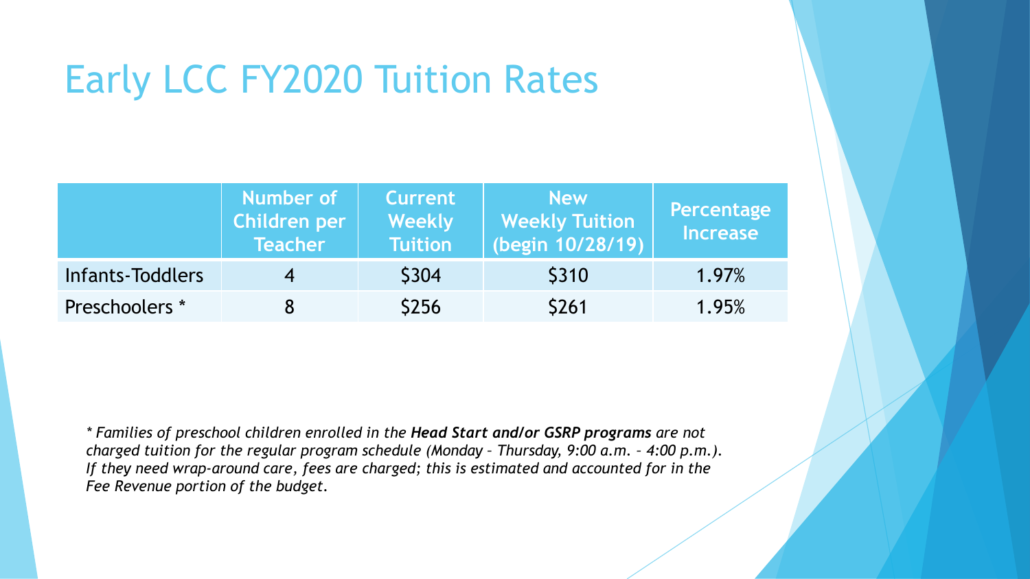# Early LCC FY2020 Tuition Rates

| | Number of Children per Teacher | Current Weekly Tuition | New Weekly Tuition (begin 10/28/19) | Percentage Increase |
|---|---|---|---|---|
| Infants-Toddlers | 4 | $304 | $310 | 1.97% |
| Preschoolers * | 8 | $256 | $261 | 1.95% |

*\* Families of preschool children enrolled in the **Head Start and/or GSRP programs** are not charged tuition for the regular program schedule (Monday – Thursday, 9:00 a.m. – 4:00 p.m.). If they need wrap-around care, fees are charged; this is estimated and accounted for in the Fee Revenue portion of the budget.*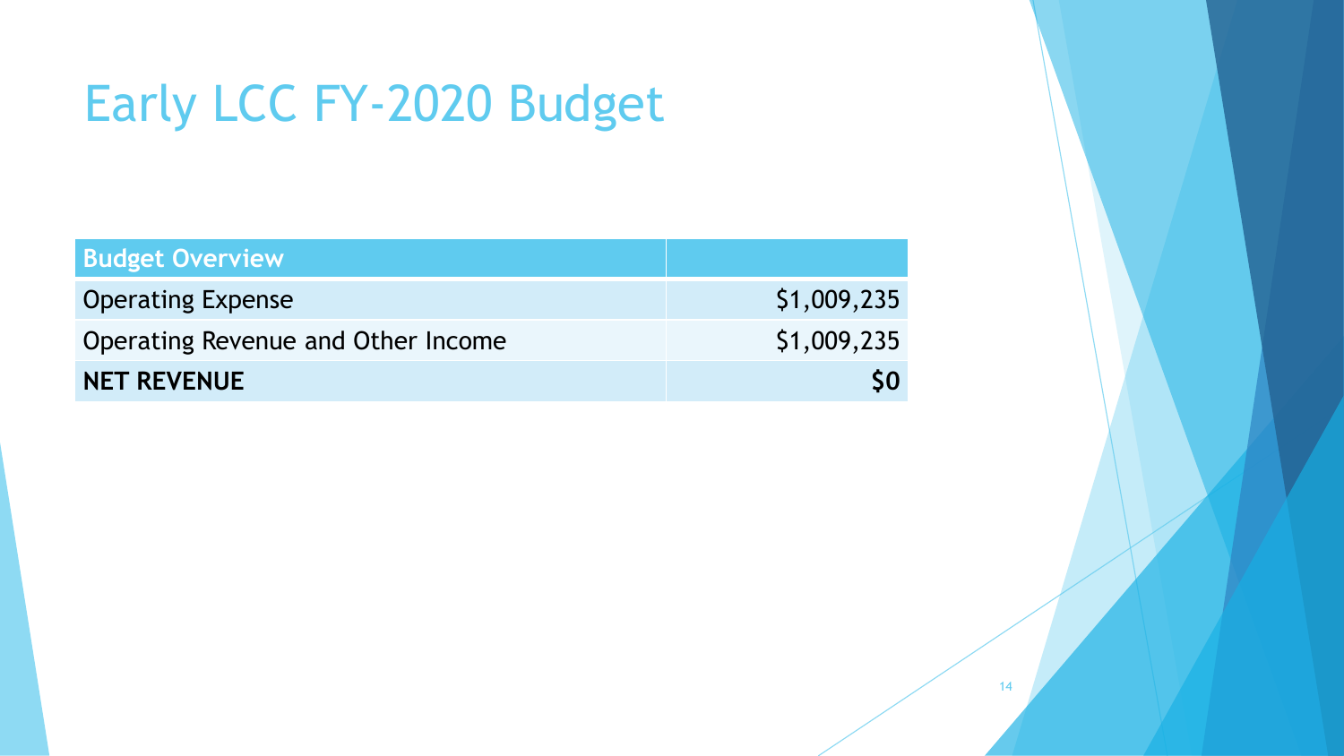# Early LCC FY-2020 Budget

| Budget Overview | |
|---|---:|
| Operating Expense | $1,009,235 |
| Operating Revenue and Other Income | $1,009,235 |
| **NET REVENUE** | **$0** |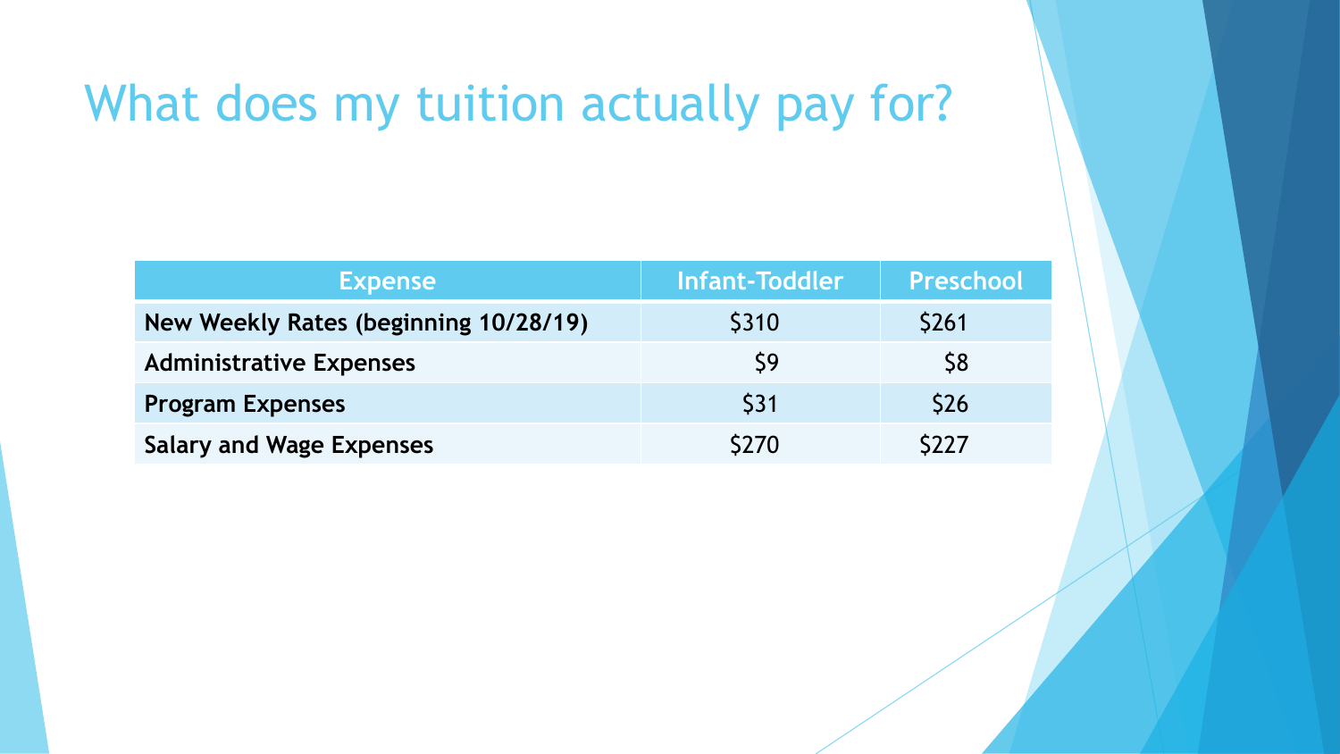# What does my tuition actually pay for?

| Expense | Infant-Toddler | Preschool |
| --- | --- | --- |
| **New Weekly Rates (beginning 10/28/19)** | $310 | $261 |
| **Administrative Expenses** | $9 | $8 |
| **Program Expenses** | $31 | $26 |
| **Salary and Wage Expenses** | $270 | $227 |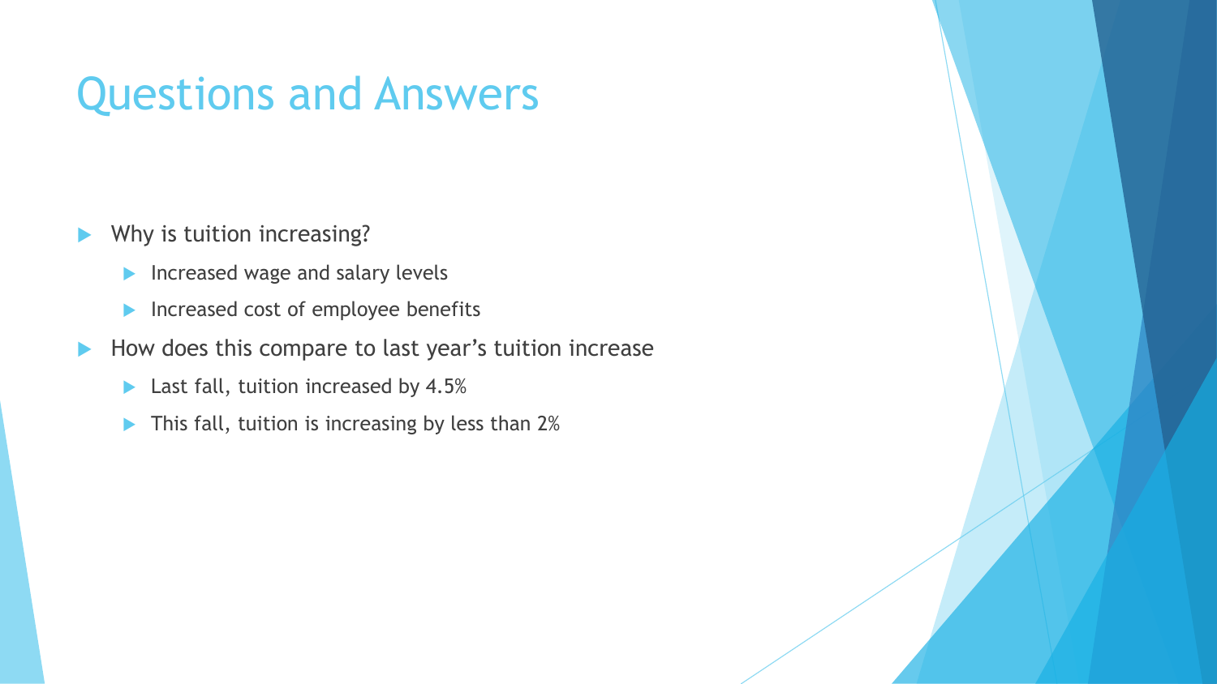# Questions and Answers

- Why is tuition increasing?
  - Increased wage and salary levels
  - Increased cost of employee benefits
- How does this compare to last year's tuition increase
  - Last fall, tuition increased by 4.5%
  - This fall, tuition is increasing by less than 2%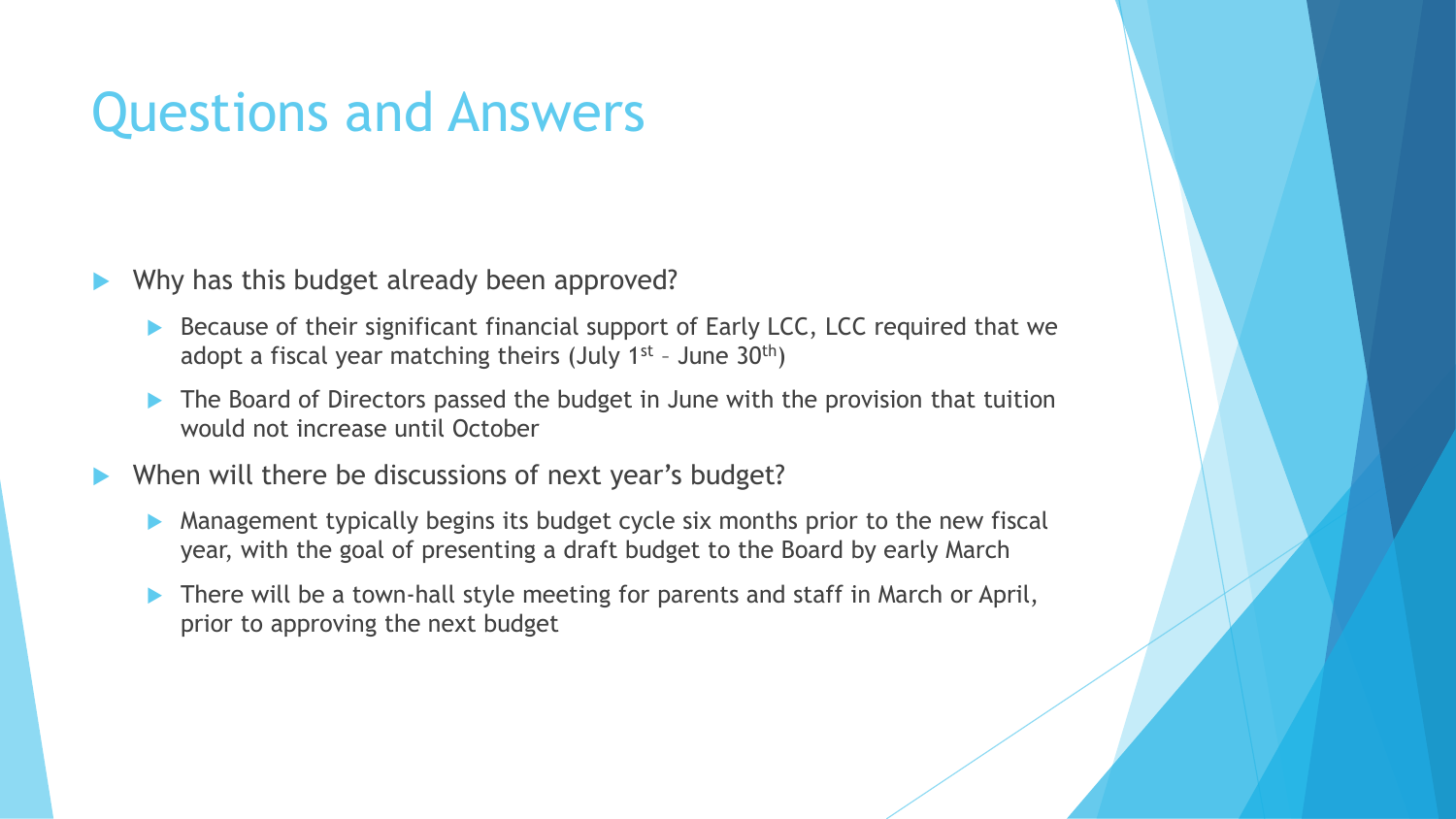# Questions and Answers

- Why has this budget already been approved?
  - Because of their significant financial support of Early LCC, LCC required that we adopt a fiscal year matching theirs (July 1st – June 30th)
  - The Board of Directors passed the budget in June with the provision that tuition would not increase until October
- When will there be discussions of next year's budget?
  - Management typically begins its budget cycle six months prior to the new fiscal year, with the goal of presenting a draft budget to the Board by early March
  - There will be a town-hall style meeting for parents and staff in March or April, prior to approving the next budget